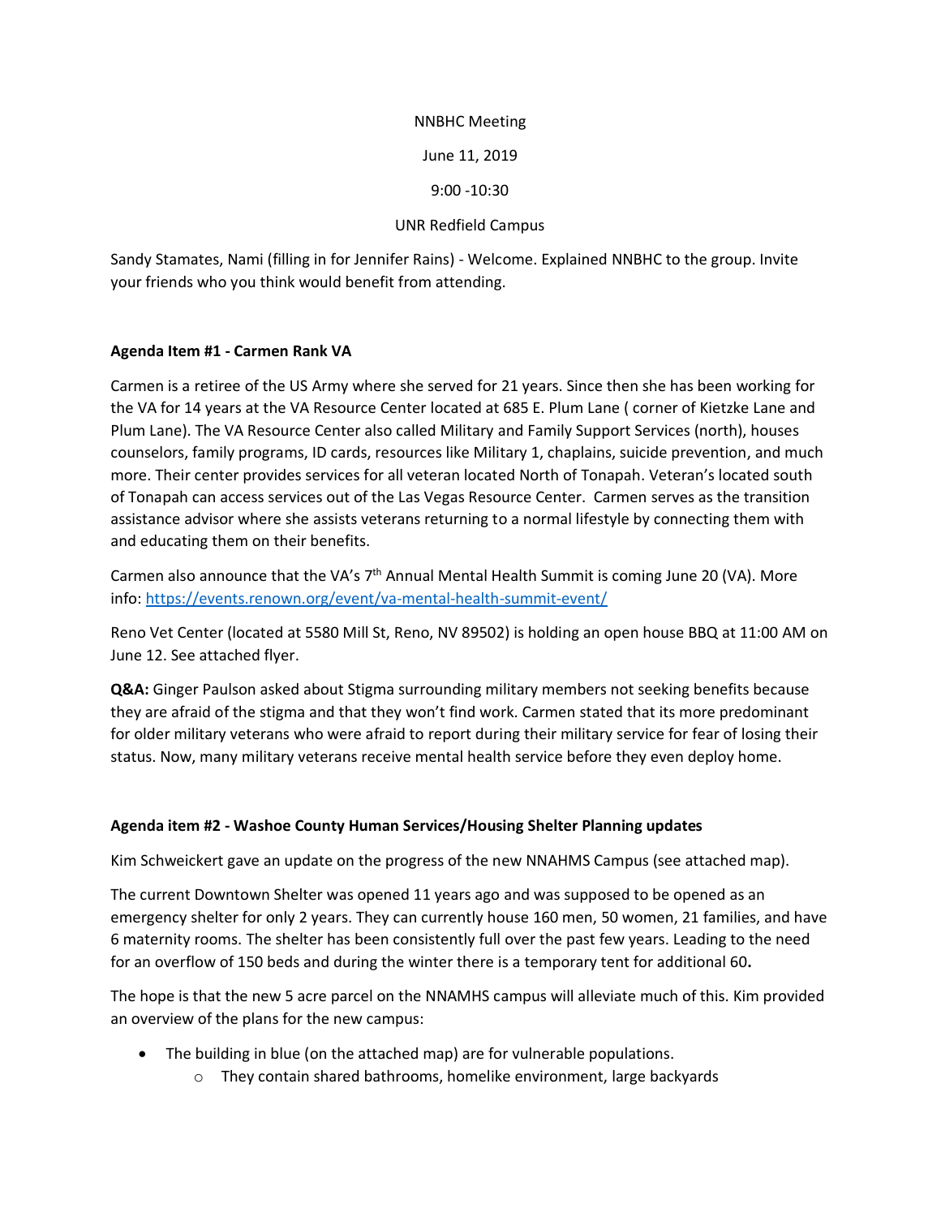NNBHC Meeting

June 11, 2019

9:00 -10:30

UNR Redfield Campus

Sandy Stamates, Nami (filling in for Jennifer Rains) - Welcome. Explained NNBHC to the group. Invite your friends who you think would benefit from attending.

**Agenda Item #1 - Carmen Rank VA**

Carmen is a retiree of the US Army where she served for 21 years. Since then she has been working for the VA for 14 years at the VA Resource Center located at 685 E. Plum Lane ( corner of Kietzke Lane and Plum Lane). The VA Resource Center also called Military and Family Support Services (north), houses counselors, family programs, ID cards, resources like Military 1, chaplains, suicide prevention, and much more. Their center provides services for all veteran located North of Tonapah. Veteran's located south of Tonapah can access services out of the Las Vegas Resource Center. Carmen serves as the transition assistance advisor where she assists veterans returning to a normal lifestyle by connecting them with and educating them on their benefits.

Carmen also announce that the VA's 7th Annual Mental Health Summit is coming June 20 (VA). More info: https://events.renown.org/event/va-mental-health-summit-event/

Reno Vet Center (located at 5580 Mill St, Reno, NV 89502) is holding an open house BBQ at 11:00 AM on June 12. See attached flyer.

**Q&A:** Ginger Paulson asked about Stigma surrounding military members not seeking benefits because they are afraid of the stigma and that they won't find work. Carmen stated that its more predominant for older military veterans who were afraid to report during their military service for fear of losing their status. Now, many military veterans receive mental health service before they even deploy home.

**Agenda item #2 - Washoe County Human Services/Housing Shelter Planning updates**

Kim Schweickert gave an update on the progress of the new NNAHMS Campus (see attached map).

The current Downtown Shelter was opened 11 years ago and was supposed to be opened as an emergency shelter for only 2 years. They can currently house 160 men, 50 women, 21 families, and have 6 maternity rooms. The shelter has been consistently full over the past few years. Leading to the need for an overflow of 150 beds and during the winter there is a temporary tent for additional 60**.**

The hope is that the new 5 acre parcel on the NNAMHS campus will alleviate much of this. Kim provided an overview of the plans for the new campus:

- The building in blue (on the attached map) are for vulnerable populations.
  - They contain shared bathrooms, homelike environment, large backyards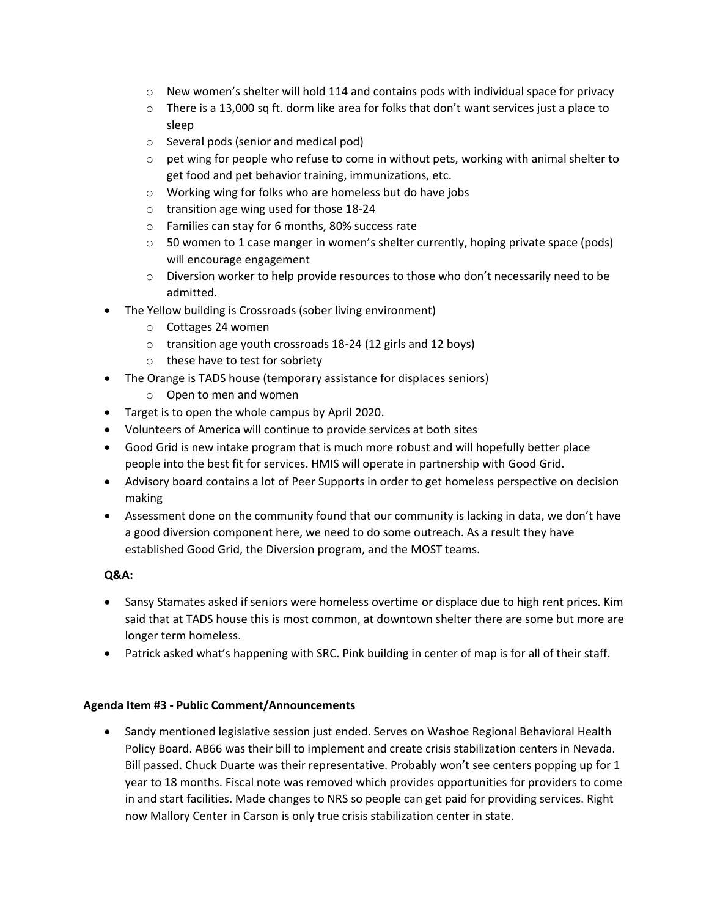- New women's shelter will hold 114 and contains pods with individual space for privacy
    - There is a 13,000 sq ft. dorm like area for folks that don't want services just a place to sleep
    - Several pods (senior and medical pod)
    - pet wing for people who refuse to come in without pets, working with animal shelter to get food and pet behavior training, immunizations, etc.
    - Working wing for folks who are homeless but do have jobs
    - transition age wing used for those 18-24
    - Families can stay for 6 months, 80% success rate
    - 50 women to 1 case manger in women's shelter currently, hoping private space (pods) will encourage engagement
    - Diversion worker to help provide resources to those who don't necessarily need to be admitted.
- The Yellow building is Crossroads (sober living environment)
    - Cottages 24 women
    - transition age youth crossroads 18-24 (12 girls and 12 boys)
    - these have to test for sobriety
- The Orange is TADS house (temporary assistance for displaces seniors)
    - Open to men and women
- Target is to open the whole campus by April 2020.
- Volunteers of America will continue to provide services at both sites
- Good Grid is new intake program that is much more robust and will hopefully better place people into the best fit for services. HMIS will operate in partnership with Good Grid.
- Advisory board contains a lot of Peer Supports in order to get homeless perspective on decision making
- Assessment done on the community found that our community is lacking in data, we don't have a good diversion component here, we need to do some outreach. As a result they have established Good Grid, the Diversion program, and the MOST teams.

**Q&A:**

- Sansy Stamates asked if seniors were homeless overtime or displace due to high rent prices. Kim said that at TADS house this is most common, at downtown shelter there are some but more are longer term homeless.
- Patrick asked what's happening with SRC. Pink building in center of map is for all of their staff.

**Agenda Item #3 - Public Comment/Announcements**

- Sandy mentioned legislative session just ended. Serves on Washoe Regional Behavioral Health Policy Board. AB66 was their bill to implement and create crisis stabilization centers in Nevada. Bill passed. Chuck Duarte was their representative. Probably won't see centers popping up for 1 year to 18 months. Fiscal note was removed which provides opportunities for providers to come in and start facilities. Made changes to NRS so people can get paid for providing services. Right now Mallory Center in Carson is only true crisis stabilization center in state.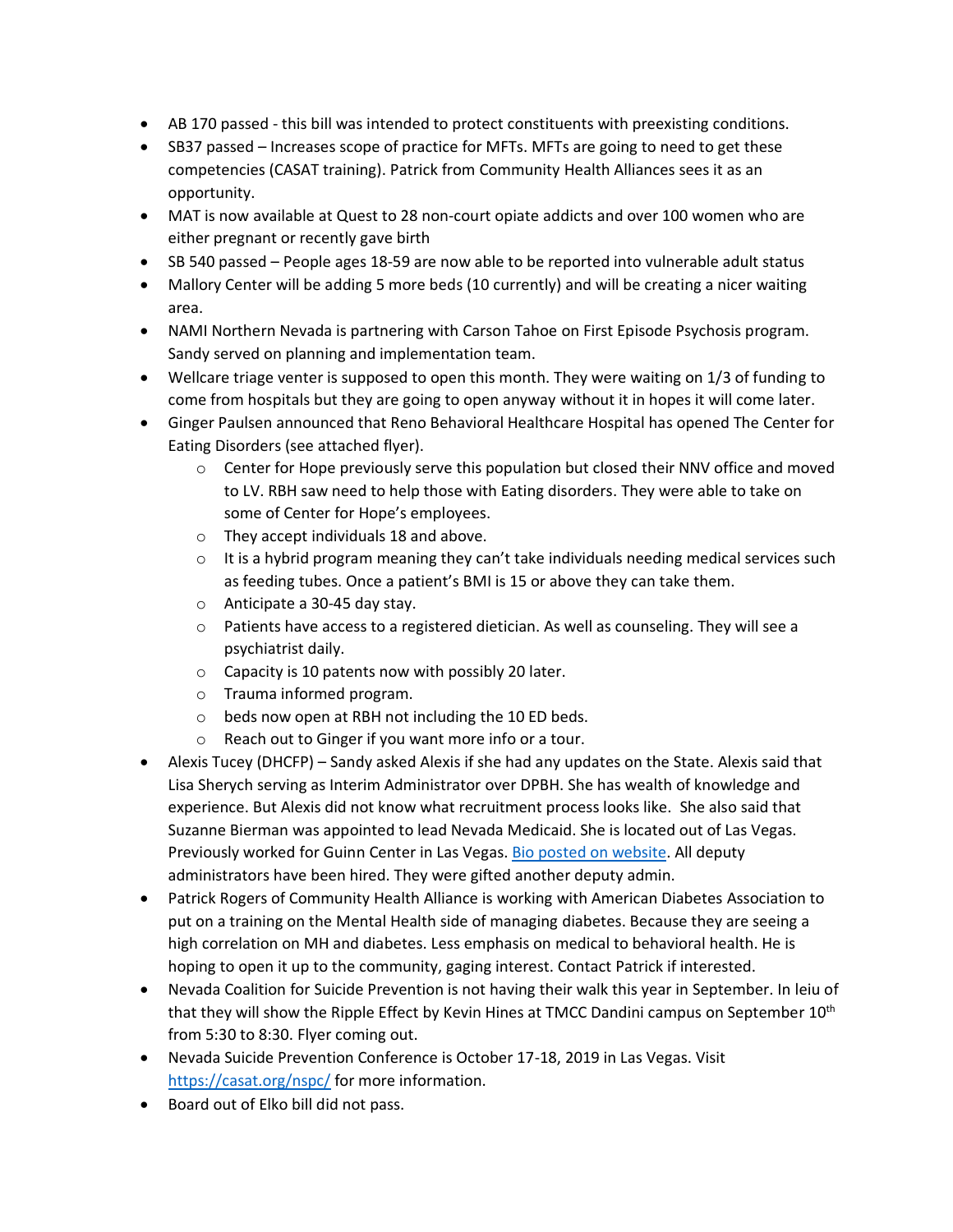- AB 170 passed - this bill was intended to protect constituents with preexisting conditions.
- SB37 passed – Increases scope of practice for MFTs. MFTs are going to need to get these competencies (CASAT training). Patrick from Community Health Alliances sees it as an opportunity.
- MAT is now available at Quest to 28 non-court opiate addicts and over 100 women who are either pregnant or recently gave birth
- SB 540 passed – People ages 18-59 are now able to be reported into vulnerable adult status
- Mallory Center will be adding 5 more beds (10 currently) and will be creating a nicer waiting area.
- NAMI Northern Nevada is partnering with Carson Tahoe on First Episode Psychosis program. Sandy served on planning and implementation team.
- Wellcare triage venter is supposed to open this month. They were waiting on 1/3 of funding to come from hospitals but they are going to open anyway without it in hopes it will come later.
- Ginger Paulsen announced that Reno Behavioral Healthcare Hospital has opened The Center for Eating Disorders (see attached flyer).
    - Center for Hope previously serve this population but closed their NNV office and moved to LV. RBH saw need to help those with Eating disorders. They were able to take on some of Center for Hope's employees.
    - They accept individuals 18 and above.
    - It is a hybrid program meaning they can't take individuals needing medical services such as feeding tubes. Once a patient's BMI is 15 or above they can take them.
    - Anticipate a 30-45 day stay.
    - Patients have access to a registered dietician. As well as counseling. They will see a psychiatrist daily.
    - Capacity is 10 patents now with possibly 20 later.
    - Trauma informed program.
    - beds now open at RBH not including the 10 ED beds.
    - Reach out to Ginger if you want more info or a tour.
- Alexis Tucey (DHCFP) – Sandy asked Alexis if she had any updates on the State. Alexis said that Lisa Sherych serving as Interim Administrator over DPBH. She has wealth of knowledge and experience. But Alexis did not know what recruitment process looks like. She also said that Suzanne Bierman was appointed to lead Nevada Medicaid. She is located out of Las Vegas. Previously worked for Guinn Center in Las Vegas. Bio posted on website. All deputy administrators have been hired. They were gifted another deputy admin.
- Patrick Rogers of Community Health Alliance is working with American Diabetes Association to put on a training on the Mental Health side of managing diabetes. Because they are seeing a high correlation on MH and diabetes. Less emphasis on medical to behavioral health. He is hoping to open it up to the community, gaging interest. Contact Patrick if interested.
- Nevada Coalition for Suicide Prevention is not having their walk this year in September. In leiu of that they will show the Ripple Effect by Kevin Hines at TMCC Dandini campus on September 10th from 5:30 to 8:30. Flyer coming out.
- Nevada Suicide Prevention Conference is October 17-18, 2019 in Las Vegas. Visit https://casat.org/nspc/ for more information.
- Board out of Elko bill did not pass.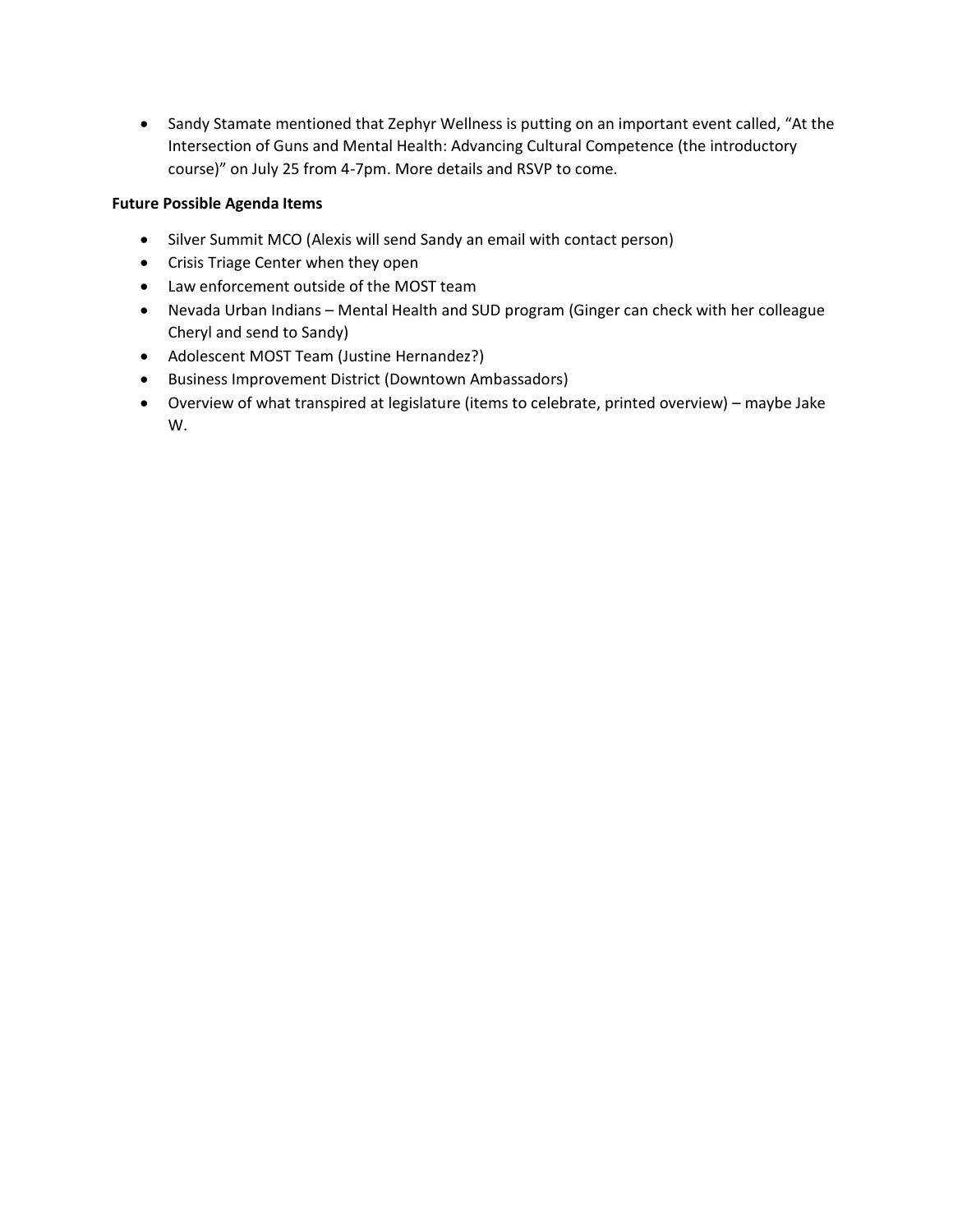- Sandy Stamate mentioned that Zephyr Wellness is putting on an important event called, "At the Intersection of Guns and Mental Health: Advancing Cultural Competence (the introductory course)" on July 25 from 4-7pm. More details and RSVP to come.

**Future Possible Agenda Items**

- Silver Summit MCO (Alexis will send Sandy an email with contact person)
- Crisis Triage Center when they open
- Law enforcement outside of the MOST team
- Nevada Urban Indians – Mental Health and SUD program (Ginger can check with her colleague Cheryl and send to Sandy)
- Adolescent MOST Team (Justine Hernandez?)
- Business Improvement District (Downtown Ambassadors)
- Overview of what transpired at legislature (items to celebrate, printed overview) – maybe Jake W.